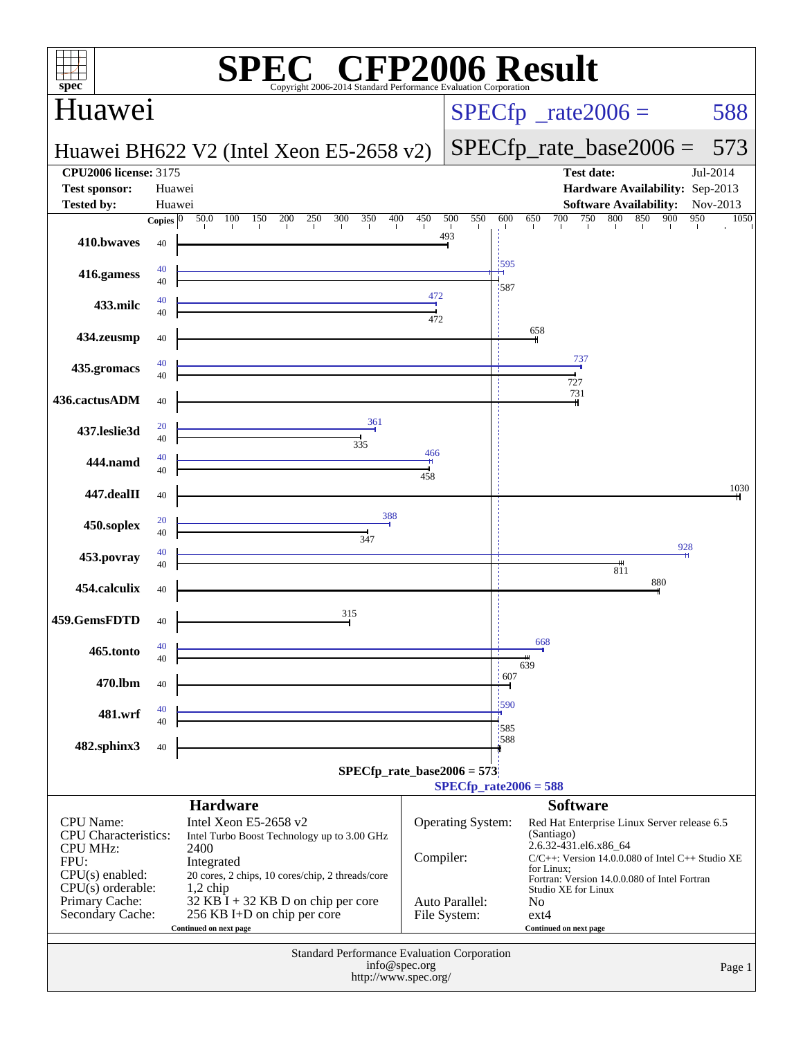# SPEC CFP2006 Result

Copyright 2006-2014 Standard Performance Evaluation Corporation

## Huawei

**Huawei BH622 V2 (Intel Xeon E5-2658 v2)**

SPECfp_rate2006 = 588

SPECfp_rate_base2006 = 573

| | | | |
|---|---|---|---|
| **CPU2006 license:** | 3175 | **Test date:** | Jul-2014 |
| **Test sponsor:** | Huawei | **Hardware Availability:** | Sep-2013 |
| **Tested by:** | Huawei | **Software Availability:** | Nov-2013 |

| Benchmark | Copies (peak) | Peak | Copies (base) | Base |
|---|---|---|---|---|
| 410.bwaves | | | 40 | 493 |
| 416.gamess | 40 | 595 | 40 | 587 |
| 433.milc | 40 | 472 | 40 | 472 |
| 434.zeusmp | | | 40 | 658 |
| 435.gromacs | 40 | 737 | 40 | 727 |
| 436.cactusADM | | | 40 | 731 |
| 437.leslie3d | 20 | 361 | 40 | 335 |
| 444.namd | 40 | 466 | 40 | 458 |
| 447.dealII | | | 40 | 1030 |
| 450.soplex | 20 | 388 | 40 | 347 |
| 453.povray | 40 | 928 | 40 | 811 |
| 454.calculix | | | 40 | 880 |
| 459.GemsFDTD | | | 40 | 315 |
| 465.tonto | 40 | 668 | 40 | 639 |
| 470.lbm | | | 40 | 607 |
| 481.wrf | 40 | 590 | 40 | 585 |
| 482.sphinx3 | | | 40 | 588 |

SPECfp_rate_base2006 = 573

SPECfp_rate2006 = 588

### Hardware

| | |
|---|---|
| CPU Name: | Intel Xeon E5-2658 v2 |
| CPU Characteristics: | Intel Turbo Boost Technology up to 3.00 GHz |
| CPU MHz: | 2400 |
| FPU: | Integrated |
| CPU(s) enabled: | 20 cores, 2 chips, 10 cores/chip, 2 threads/core |
| CPU(s) orderable: | 1,2 chip |
| Primary Cache: | 32 KB I + 32 KB D on chip per core |
| Secondary Cache: | 256 KB I+D on chip per core |

Continued on next page

### Software

| | |
|---|---|
| Operating System: | Red Hat Enterprise Linux Server release 6.5 (Santiago) 2.6.32-431.el6.x86_64 |
| Compiler: | C/C++: Version 14.0.0.080 of Intel C++ Studio XE for Linux; Fortran: Version 14.0.0.080 of Intel Fortran Studio XE for Linux |
| Auto Parallel: | No |
| File System: | ext4 |

Continued on next page

Standard Performance Evaluation Corporation
info@spec.org
http://www.spec.org/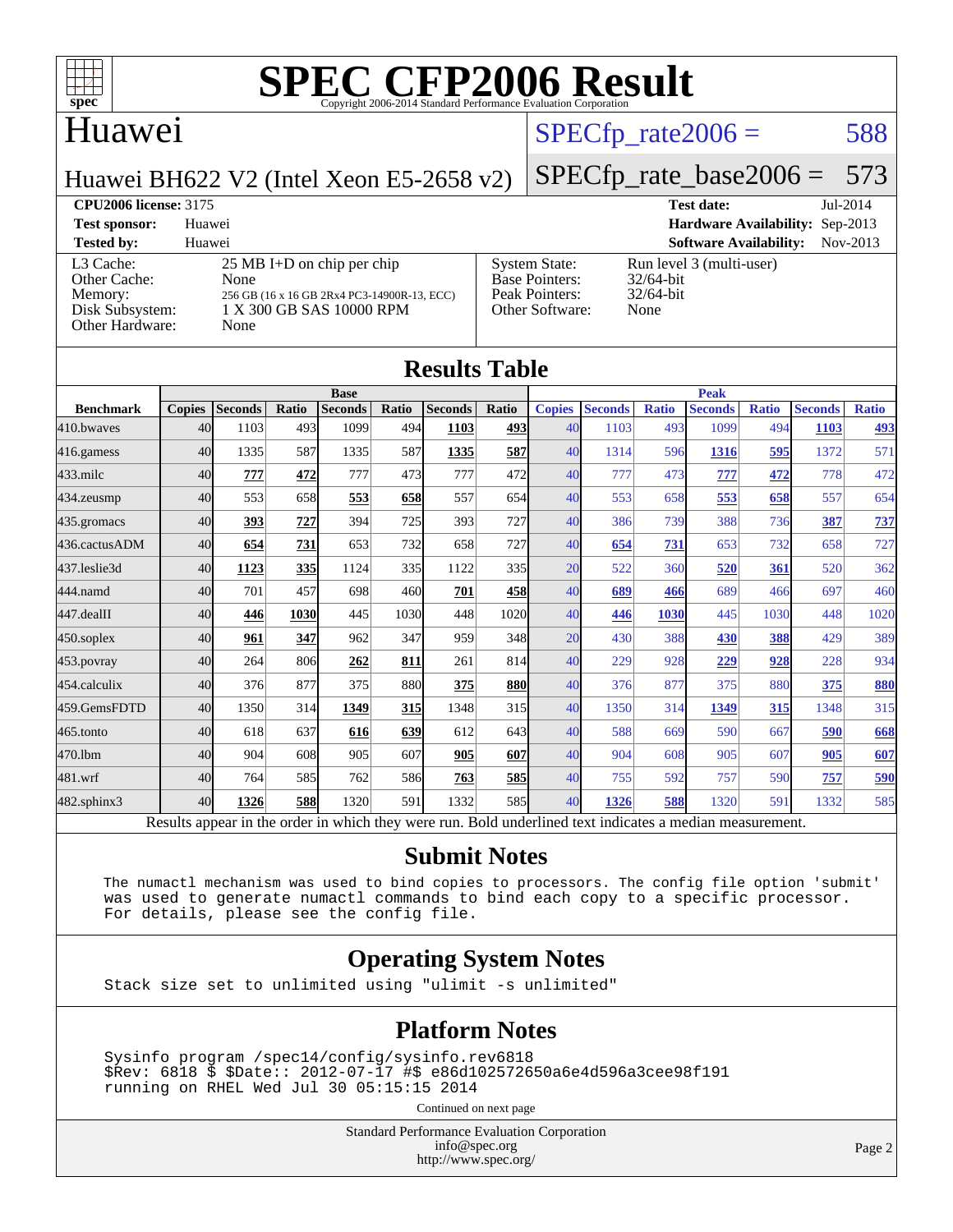# SPEC CFP2006 Result

Copyright 2006-2014 Standard Performance Evaluation Corporation

## Huawei

SPECfp_rate2006 = 588

Huawei BH622 V2 (Intel Xeon E5-2658 v2)

SPECfp_rate_base2006 = 573

**CPU2006 license:** 3175
**Test sponsor:** Huawei
**Tested by:** Huawei

**Test date:** Jul-2014
**Hardware Availability:** Sep-2013
**Software Availability:** Nov-2013

| | |
|---|---|
| L3 Cache: | 25 MB I+D on chip per chip |
| Other Cache: | None |
| Memory: | 256 GB (16 x 16 GB 2Rx4 PC3-14900R-13, ECC) |
| Disk Subsystem: | 1 X 300 GB SAS 10000 RPM |
| Other Hardware: | None |

| | |
|---|---|
| System State: | Run level 3 (multi-user) |
| Base Pointers: | 32/64-bit |
| Peak Pointers: | 32/64-bit |
| Other Software: | None |

## Results Table

| | Base | | | | | | | Peak | | | | | | |
|---|---|---|---|---|---|---|---|---|---|---|---|---|---|---|
| **Benchmark** | **Copies** | **Seconds** | **Ratio** | **Seconds** | **Ratio** | **Seconds** | **Ratio** | **Copies** | **Seconds** | **Ratio** | **Seconds** | **Ratio** | **Seconds** | **Ratio** |
| 410.bwaves | 40 | 1103 | 493 | 1099 | 494 | **1103** | **493** | 40 | 1103 | 493 | 1099 | 494 | **1103** | **493** |
| 416.gamess | 40 | 1335 | 587 | 1335 | 587 | **1335** | **587** | 40 | 1314 | 596 | **1316** | **595** | 1372 | 571 |
| 433.milc | 40 | **777** | **472** | 777 | 473 | 777 | 472 | 40 | 777 | 473 | **777** | **472** | 778 | 472 |
| 434.zeusmp | 40 | 553 | 658 | **553** | **658** | 557 | 654 | 40 | 553 | 658 | **553** | **658** | 557 | 654 |
| 435.gromacs | 40 | **393** | **727** | 394 | 725 | 393 | 727 | 40 | 386 | 739 | 388 | 736 | **387** | **737** |
| 436.cactusADM | 40 | **654** | **731** | 653 | 732 | 658 | 727 | 40 | **654** | **731** | 653 | 732 | 658 | 727 |
| 437.leslie3d | 40 | **1123** | **335** | 1124 | 335 | 1122 | 335 | 20 | 522 | 360 | **520** | **361** | 520 | 362 |
| 444.namd | 40 | 701 | 457 | 698 | 460 | **701** | **458** | 40 | **689** | **466** | 689 | 466 | 697 | 460 |
| 447.dealII | 40 | **446** | **1030** | 445 | 1030 | 448 | 1020 | 40 | **446** | **1030** | 445 | 1030 | 448 | 1020 |
| 450.soplex | 40 | **961** | **347** | 962 | 347 | 959 | 348 | 20 | 430 | 388 | **430** | **388** | 429 | 389 |
| 453.povray | 40 | 264 | 806 | **262** | **811** | 261 | 814 | 40 | 229 | 928 | **229** | **928** | 228 | 934 |
| 454.calculix | 40 | 376 | 877 | 375 | 880 | **375** | **880** | 40 | 376 | 877 | 375 | 880 | **375** | **880** |
| 459.GemsFDTD | 40 | 1350 | 314 | **1349** | **315** | 1348 | 315 | 40 | 1350 | 314 | **1349** | **315** | 1348 | 315 |
| 465.tonto | 40 | 618 | 637 | **616** | **639** | 612 | 643 | 40 | 588 | 669 | 590 | 667 | **590** | **668** |
| 470.lbm | 40 | 904 | 608 | 905 | 607 | **905** | **607** | 40 | 904 | 608 | 905 | 607 | **905** | **607** |
| 481.wrf | 40 | 764 | 585 | 762 | 586 | **763** | **585** | 40 | 755 | 592 | 757 | 590 | **757** | **590** |
| 482.sphinx3 | 40 | **1326** | **588** | 1320 | 591 | 1332 | 585 | 40 | **1326** | **588** | 1320 | 591 | 1332 | 585 |

Results appear in the order in which they were run. Bold underlined text indicates a median measurement.

## Submit Notes

```
The numactl mechanism was used to bind copies to processors. The config file option 'submit'
was used to generate numactl commands to bind each copy to a specific processor.
For details, please see the config file.
```

## Operating System Notes

```
Stack size set to unlimited using "ulimit -s unlimited"
```

## Platform Notes

```
Sysinfo program /spec14/config/sysinfo.rev6818
$Rev: 6818 $ $Date:: 2012-07-17 #$ e86d102572650a6e4d596a3cee98f191
running on RHEL Wed Jul 30 05:15:15 2014
```

Continued on next page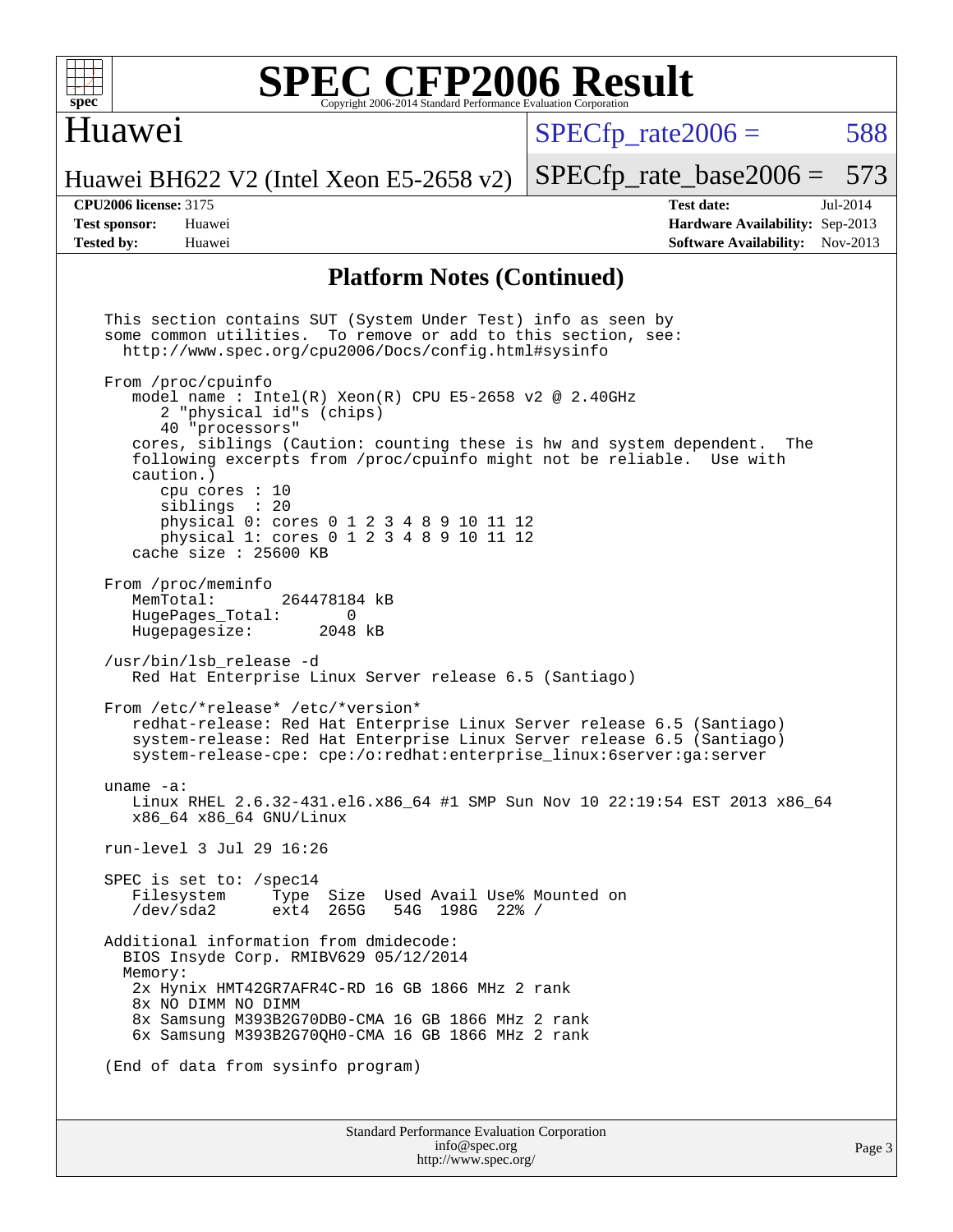# SPEC CFP2006 Result

Copyright 2006-2014 Standard Performance Evaluation Corporation

## Huawei

Huawei BH622 V2 (Intel Xeon E5-2658 v2)

SPECfp_rate2006 = 588

SPECfp_rate_base2006 = 573

**CPU2006 license:** 3175
**Test sponsor:** Huawei
**Tested by:** Huawei

**Test date:** Jul-2014
**Hardware Availability:** Sep-2013
**Software Availability:** Nov-2013

## Platform Notes (Continued)

```
This section contains SUT (System Under Test) info as seen by
some common utilities.  To remove or add to this section, see:
  http://www.spec.org/cpu2006/Docs/config.html#sysinfo

From /proc/cpuinfo
   model name : Intel(R) Xeon(R) CPU E5-2658 v2 @ 2.40GHz
      2 "physical id"s (chips)
      40 "processors"
   cores, siblings (Caution: counting these is hw and system dependent.  The
   following excerpts from /proc/cpuinfo might not be reliable.  Use with
   caution.)
      cpu cores : 10
      siblings  : 20
      physical 0: cores 0 1 2 3 4 8 9 10 11 12
      physical 1: cores 0 1 2 3 4 8 9 10 11 12
   cache size : 25600 KB

From /proc/meminfo
   MemTotal:       264478184 kB
   HugePages_Total:       0
   Hugepagesize:       2048 kB

/usr/bin/lsb_release -d
   Red Hat Enterprise Linux Server release 6.5 (Santiago)

From /etc/*release* /etc/*version*
   redhat-release: Red Hat Enterprise Linux Server release 6.5 (Santiago)
   system-release: Red Hat Enterprise Linux Server release 6.5 (Santiago)
   system-release-cpe: cpe:/o:redhat:enterprise_linux:6server:ga:server

uname -a:
   Linux RHEL 2.6.32-431.el6.x86_64 #1 SMP Sun Nov 10 22:19:54 EST 2013 x86_64
   x86_64 x86_64 GNU/Linux

run-level 3 Jul 29 16:26

SPEC is set to: /spec14
   Filesystem     Type  Size  Used Avail Use% Mounted on
   /dev/sda2      ext4  265G   54G  198G  22% /

Additional information from dmidecode:
  BIOS Insyde Corp. RMIBV629 05/12/2014
  Memory:
   2x Hynix HMT42GR7AFR4C-RD 16 GB 1866 MHz 2 rank
   8x NO DIMM NO DIMM
   8x Samsung M393B2G70DB0-CMA 16 GB 1866 MHz 2 rank
   6x Samsung M393B2G70QH0-CMA 16 GB 1866 MHz 2 rank

(End of data from sysinfo program)
```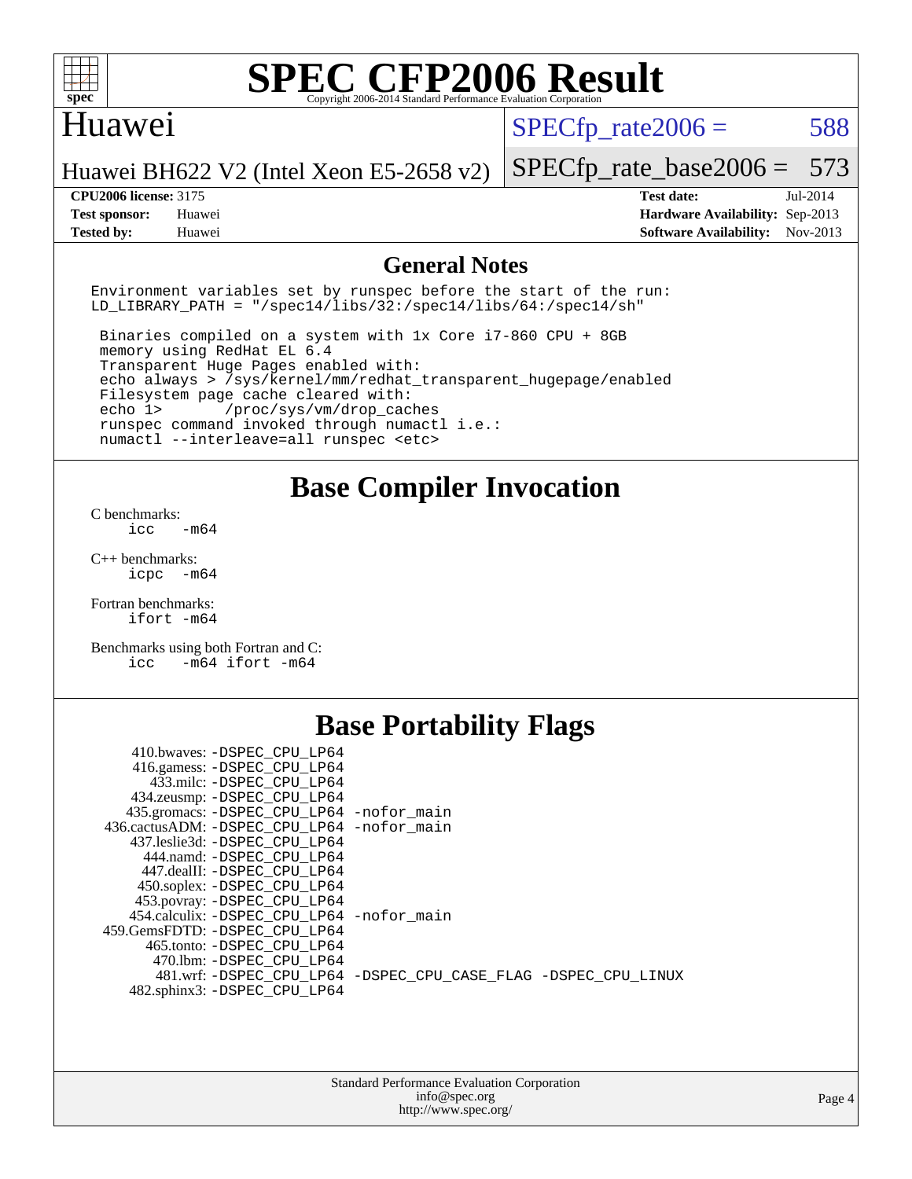# SPEC CFP2006 Result

Copyright 2006-2014 Standard Performance Evaluation Corporation

## Huawei

Huawei BH622 V2 (Intel Xeon E5-2658 v2)

SPECfp_rate2006 = 588

SPECfp_rate_base2006 = 573

| | | | |
|---|---|---|---|
| **CPU2006 license:** | 3175 | **Test date:** | Jul-2014 |
| **Test sponsor:** | Huawei | **Hardware Availability:** | Sep-2013 |
| **Tested by:** | Huawei | **Software Availability:** | Nov-2013 |

## General Notes

```
Environment variables set by runspec before the start of the run:
LD_LIBRARY_PATH = "/spec14/libs/32:/spec14/libs/64:/spec14/sh"

 Binaries compiled on a system with 1x Core i7-860 CPU + 8GB
 memory using RedHat EL 6.4
 Transparent Huge Pages enabled with:
 echo always > /sys/kernel/mm/redhat_transparent_hugepage/enabled
 Filesystem page cache cleared with:
 echo 1>       /proc/sys/vm/drop_caches
 runspec command invoked through numactl i.e.:
 numactl --interleave=all runspec <etc>
```

## Base Compiler Invocation

C benchmarks:
```
icc   -m64
```

C++ benchmarks:
```
icpc  -m64
```

Fortran benchmarks:
```
ifort -m64
```

Benchmarks using both Fortran and C:
```
icc   -m64 ifort -m64
```

## Base Portability Flags

| Benchmark | Flags |
|---|---|
| 410.bwaves: | -DSPEC_CPU_LP64 |
| 416.gamess: | -DSPEC_CPU_LP64 |
| 433.milc: | -DSPEC_CPU_LP64 |
| 434.zeusmp: | -DSPEC_CPU_LP64 |
| 435.gromacs: | -DSPEC_CPU_LP64 -nofor_main |
| 436.cactusADM: | -DSPEC_CPU_LP64 -nofor_main |
| 437.leslie3d: | -DSPEC_CPU_LP64 |
| 444.namd: | -DSPEC_CPU_LP64 |
| 447.dealII: | -DSPEC_CPU_LP64 |
| 450.soplex: | -DSPEC_CPU_LP64 |
| 453.povray: | -DSPEC_CPU_LP64 |
| 454.calculix: | -DSPEC_CPU_LP64 -nofor_main |
| 459.GemsFDTD: | -DSPEC_CPU_LP64 |
| 465.tonto: | -DSPEC_CPU_LP64 |
| 470.lbm: | -DSPEC_CPU_LP64 |
| 481.wrf: | -DSPEC_CPU_LP64 -DSPEC_CPU_CASE_FLAG -DSPEC_CPU_LINUX |
| 482.sphinx3: | -DSPEC_CPU_LP64 |

Standard Performance Evaluation Corporation
info@spec.org
http://www.spec.org/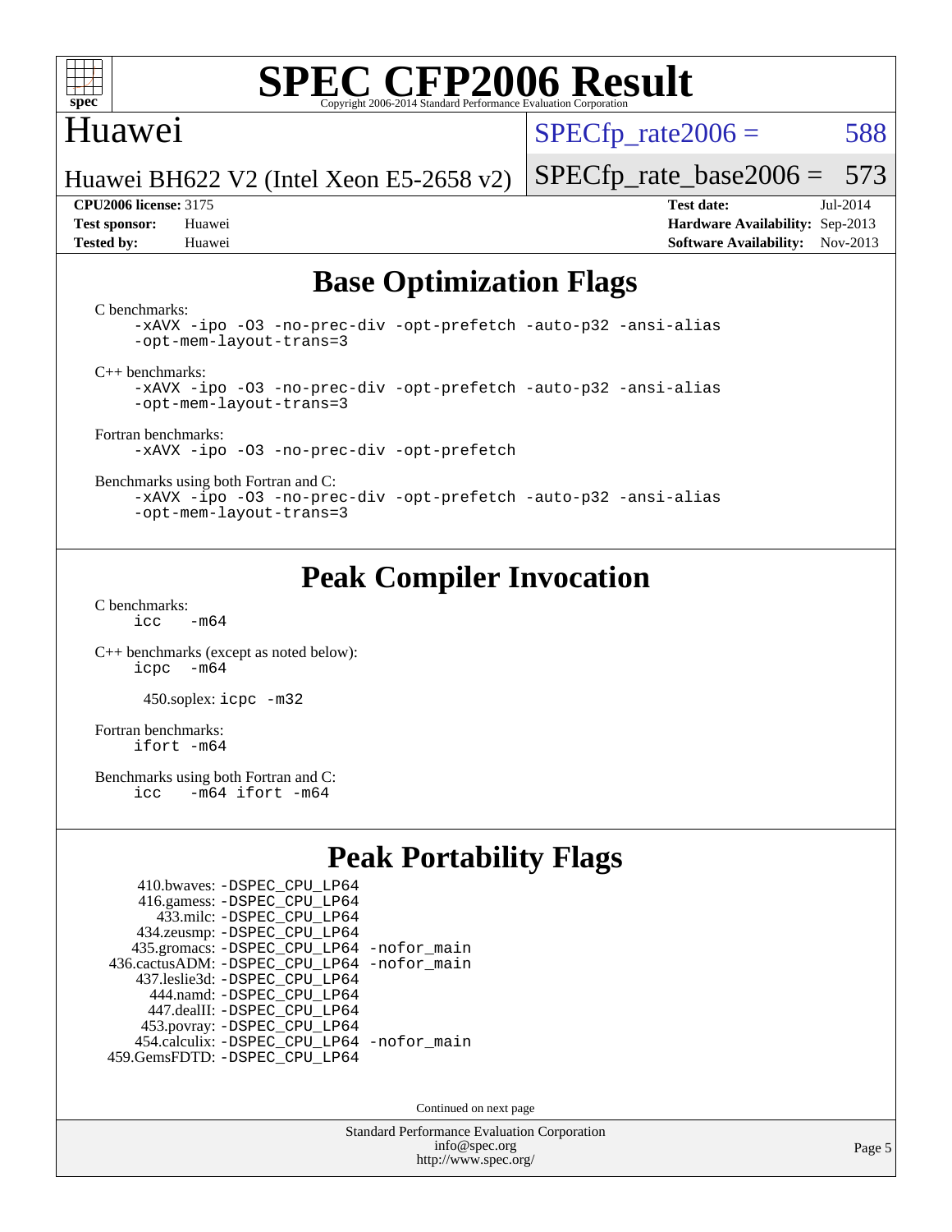# Base Optimization Flags

C benchmarks:

```
-xAVX -ipo -O3 -no-prec-div -opt-prefetch -auto-p32 -ansi-alias
-opt-mem-layout-trans=3
```

C++ benchmarks:

```
-xAVX -ipo -O3 -no-prec-div -opt-prefetch -auto-p32 -ansi-alias
-opt-mem-layout-trans=3
```

Fortran benchmarks:

```
-xAVX -ipo -O3 -no-prec-div -opt-prefetch
```

Benchmarks using both Fortran and C:

```
-xAVX -ipo -O3 -no-prec-div -opt-prefetch -auto-p32 -ansi-alias
-opt-mem-layout-trans=3
```

# Peak Compiler Invocation

C benchmarks:

```
icc   -m64
```

C++ benchmarks (except as noted below):

```
icpc  -m64
```

450.soplex: `icpc -m32`

Fortran benchmarks:

```
ifort -m64
```

Benchmarks using both Fortran and C:

```
icc   -m64 ifort -m64
```

# Peak Portability Flags

```
    410.bwaves: -DSPEC_CPU_LP64
    416.gamess: -DSPEC_CPU_LP64
     433.milc: -DSPEC_CPU_LP64
   434.zeusmp: -DSPEC_CPU_LP64
  435.gromacs: -DSPEC_CPU_LP64 -nofor_main
436.cactusADM: -DSPEC_CPU_LP64 -nofor_main
  437.leslie3d: -DSPEC_CPU_LP64
     444.namd: -DSPEC_CPU_LP64
   447.dealII: -DSPEC_CPU_LP64
   453.povray: -DSPEC_CPU_LP64
  454.calculix: -DSPEC_CPU_LP64 -nofor_main
459.GemsFDTD: -DSPEC_CPU_LP64
```

Continued on next page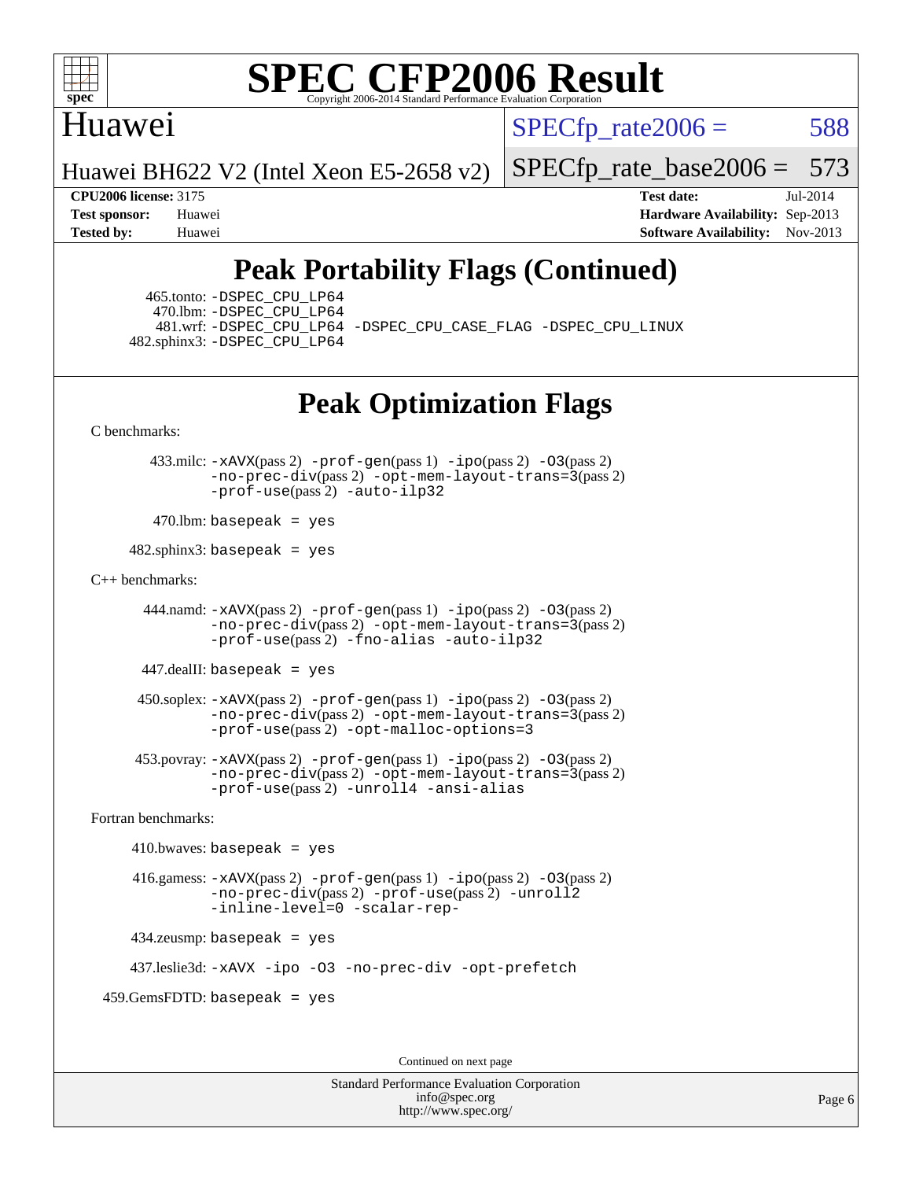# SPEC CFP2006 Result

Copyright 2006-2014 Standard Performance Evaluation Corporation

Huawei

Huawei BH622 V2 (Intel Xeon E5-2658 v2)

SPECfp_rate2006 = 588

SPECfp_rate_base2006 = 573

**CPU2006 license:** 3175
**Test sponsor:** Huawei
**Tested by:** Huawei

**Test date:** Jul-2014
**Hardware Availability:** Sep-2013
**Software Availability:** Nov-2013

## Peak Portability Flags (Continued)

465.tonto: -DSPEC_CPU_LP64
470.lbm: -DSPEC_CPU_LP64
481.wrf: -DSPEC_CPU_LP64 -DSPEC_CPU_CASE_FLAG -DSPEC_CPU_LINUX
482.sphinx3: -DSPEC_CPU_LP64

## Peak Optimization Flags

C benchmarks:

433.milc: -xAVX(pass 2) -prof-gen(pass 1) -ipo(pass 2) -O3(pass 2) -no-prec-div(pass 2) -opt-mem-layout-trans=3(pass 2) -prof-use(pass 2) -auto-ilp32

470.lbm: basepeak = yes

482.sphinx3: basepeak = yes

C++ benchmarks:

444.namd: -xAVX(pass 2) -prof-gen(pass 1) -ipo(pass 2) -O3(pass 2) -no-prec-div(pass 2) -opt-mem-layout-trans=3(pass 2) -prof-use(pass 2) -fno-alias -auto-ilp32

447.dealII: basepeak = yes

450.soplex: -xAVX(pass 2) -prof-gen(pass 1) -ipo(pass 2) -O3(pass 2) -no-prec-div(pass 2) -opt-mem-layout-trans=3(pass 2) -prof-use(pass 2) -opt-malloc-options=3

453.povray: -xAVX(pass 2) -prof-gen(pass 1) -ipo(pass 2) -O3(pass 2) -no-prec-div(pass 2) -opt-mem-layout-trans=3(pass 2) -prof-use(pass 2) -unroll4 -ansi-alias

Fortran benchmarks:

410.bwaves: basepeak = yes

416.gamess: -xAVX(pass 2) -prof-gen(pass 1) -ipo(pass 2) -O3(pass 2) -no-prec-div(pass 2) -prof-use(pass 2) -unroll2 -inline-level=0 -scalar-rep-

434.zeusmp: basepeak = yes

437.leslie3d: -xAVX -ipo -O3 -no-prec-div -opt-prefetch

459.GemsFDTD: basepeak = yes

Continued on next page

Standard Performance Evaluation Corporation
info@spec.org
http://www.spec.org/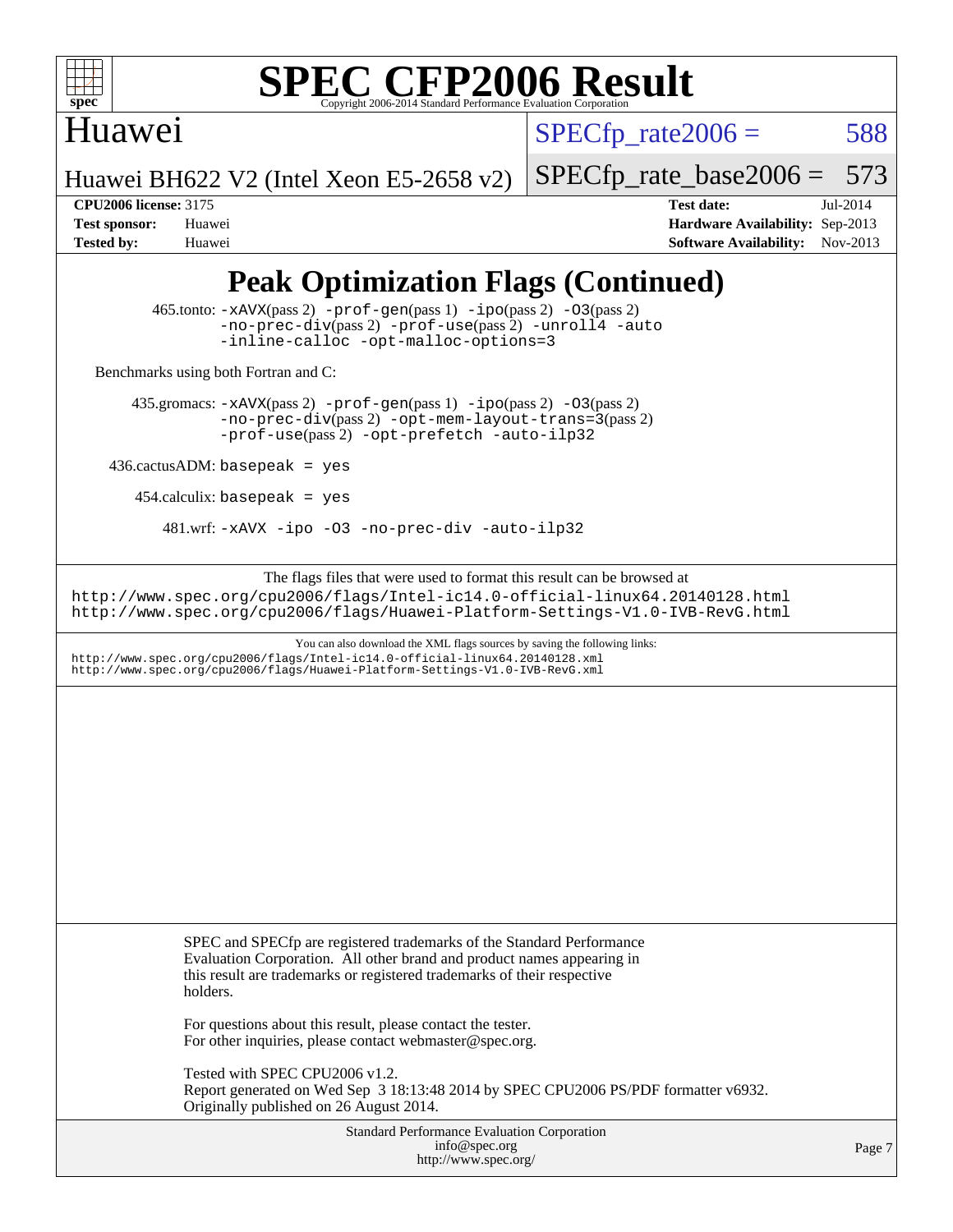# Peak Optimization Flags (Continued)

465.tonto: -xAVX(pass 2) -prof-gen(pass 1) -ipo(pass 2) -O3(pass 2) -no-prec-div(pass 2) -prof-use(pass 2) -unroll4 -auto -inline-calloc -opt-malloc-options=3

Benchmarks using both Fortran and C:

435.gromacs: -xAVX(pass 2) -prof-gen(pass 1) -ipo(pass 2) -O3(pass 2) -no-prec-div(pass 2) -opt-mem-layout-trans=3(pass 2) -prof-use(pass 2) -opt-prefetch -auto-ilp32

436.cactusADM: basepeak = yes

454.calculix: basepeak = yes

481.wrf: -xAVX -ipo -O3 -no-prec-div -auto-ilp32

The flags files that were used to format this result can be browsed at
http://www.spec.org/cpu2006/flags/Intel-ic14.0-official-linux64.20140128.html
http://www.spec.org/cpu2006/flags/Huawei-Platform-Settings-V1.0-IVB-RevG.html

You can also download the XML flags sources by saving the following links:
http://www.spec.org/cpu2006/flags/Intel-ic14.0-official-linux64.20140128.xml
http://www.spec.org/cpu2006/flags/Huawei-Platform-Settings-V1.0-IVB-RevG.xml

SPEC and SPECfp are registered trademarks of the Standard Performance Evaluation Corporation. All other brand and product names appearing in this result are trademarks or registered trademarks of their respective holders.

For questions about this result, please contact the tester.
For other inquiries, please contact webmaster@spec.org.

Tested with SPEC CPU2006 v1.2.
Report generated on Wed Sep 3 18:13:48 2014 by SPEC CPU2006 PS/PDF formatter v6932.
Originally published on 26 August 2014.